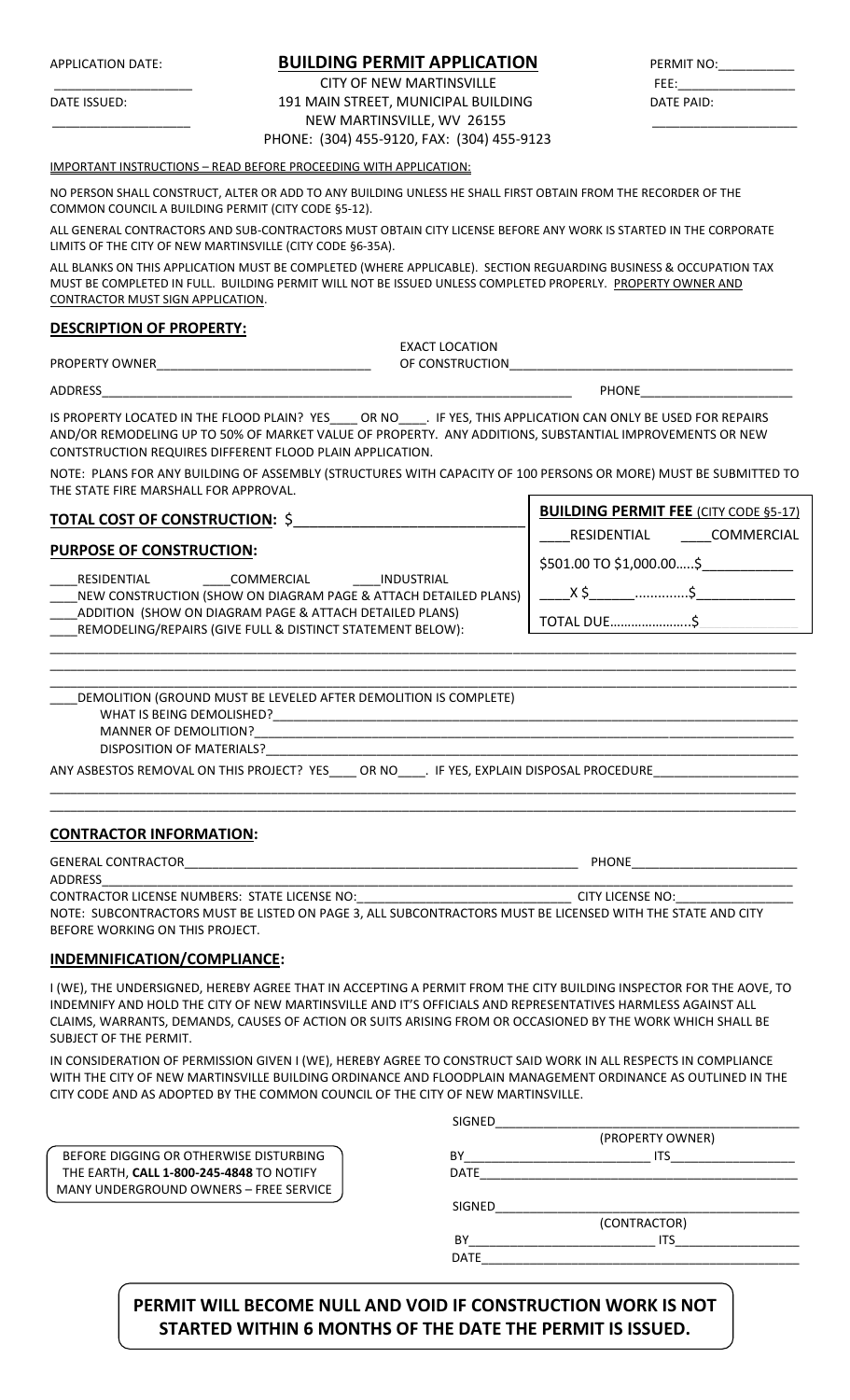APPLICATION DATE: ___________________

DATE ISSUED: ___________________

# BUILDING PERMIT APPLICATION

CITY OF NEW MARTINSVILLE
191 MAIN STREET, MUNICIPAL BUILDING
NEW MARTINSVILLE, WV 26155
PHONE: (304) 455-9120, FAX: (304) 455-9123

PERMIT NO:___________

FEE:_________________

DATE PAID: ___________________

IMPORTANT INSTRUCTIONS – READ BEFORE PROCEEDING WITH APPLICATION:

NO PERSON SHALL CONSTRUCT, ALTER OR ADD TO ANY BUILDING UNLESS HE SHALL FIRST OBTAIN FROM THE RECORDER OF THE COMMON COUNCIL A BUILDING PERMIT (CITY CODE §5-12).

ALL GENERAL CONTRACTORS AND SUB-CONTRACTORS MUST OBTAIN CITY LICENSE BEFORE ANY WORK IS STARTED IN THE CORPORATE LIMITS OF THE CITY OF NEW MARTINSVILLE (CITY CODE §6-35A).

ALL BLANKS ON THIS APPLICATION MUST BE COMPLETED (WHERE APPLICABLE). SECTION REGUARDING BUSINESS & OCCUPATION TAX MUST BE COMPLETED IN FULL. BUILDING PERMIT WILL NOT BE ISSUED UNLESS COMPLETED PROPERLY. PROPERTY OWNER AND CONTRACTOR MUST SIGN APPLICATION.

## DESCRIPTION OF PROPERTY:

PROPERTY OWNER_______________________________ EXACT LOCATION OF CONSTRUCTION_________________________________________

ADDRESS_______________________________________________________________ PHONE_____________________

IS PROPERTY LOCATED IN THE FLOOD PLAIN? YES____ OR NO____. IF YES, THIS APPLICATION CAN ONLY BE USED FOR REPAIRS AND/OR REMODELING UP TO 50% OF MARKET VALUE OF PROPERTY. ANY ADDITIONS, SUBSTANTIAL IMPROVEMENTS OR NEW CONTSTRUCTION REQUIRES DIFFERENT FLOOD PLAIN APPLICATION.

NOTE: PLANS FOR ANY BUILDING OF ASSEMBLY (STRUCTURES WITH CAPACITY OF 100 PERSONS OR MORE) MUST BE SUBMITTED TO THE STATE FIRE MARSHALL FOR APPROVAL.

**TOTAL COST OF CONSTRUCTION:** $____________________________

**PURPOSE OF CONSTRUCTION:**

____RESIDENTIAL ____COMMERCIAL ____INDUSTRIAL

____NEW CONSTRUCTION (SHOW ON DIAGRAM PAGE & ATTACH DETAILED PLANS)

____ADDITION (SHOW ON DIAGRAM PAGE & ATTACH DETAILED PLANS)

____REMODELING/REPAIRS (GIVE FULL & DISTINCT STATEMENT BELOW):

**BUILDING PERMIT FEE** (CITY CODE §5-17)

____RESIDENTIAL ____COMMERCIAL

$501.00 TO $1,000.00.....$____________

____X $______..............$_____________

TOTAL DUE.......................$

_____________________________________________________________________________________________________

_____________________________________________________________________________________________________

_____________________________________________________________________________________________________

____DEMOLITION (GROUND MUST BE LEVELED AFTER DEMOLITION IS COMPLETE)

WHAT IS BEING DEMOLISHED?_______________________________________________________________________

MANNER OF DEMOLITION?__________________________________________________________________________

DISPOSITION OF MATERIALS?________________________________________________________________________

ANY ASBESTOS REMOVAL ON THIS PROJECT? YES____ OR NO____. IF YES, EXPLAIN DISPOSAL PROCEDURE____________________

_____________________________________________________________________________________________________

_____________________________________________________________________________________________________

## CONTRACTOR INFORMATION:

GENERAL CONTRACTOR__________________________________________________________ PHONE_______________________

ADDRESS______________________________________________________________________________________________

CONTRACTOR LICENSE NUMBERS: STATE LICENSE NO:_____________________________ CITY LICENSE NO:________________

NOTE: SUBCONTRACTORS MUST BE LISTED ON PAGE 3, ALL SUBCONTRACTORS MUST BE LICENSED WITH THE STATE AND CITY BEFORE WORKING ON THIS PROJECT.

## INDEMNIFICATION/COMPLIANCE:

I (WE), THE UNDERSIGNED, HEREBY AGREE THAT IN ACCEPTING A PERMIT FROM THE CITY BUILDING INSPECTOR FOR THE AOVE, TO INDEMNIFY AND HOLD THE CITY OF NEW MARTINSVILLE AND IT'S OFFICIALS AND REPRESENTATIVES HARMLESS AGAINST ALL CLAIMS, WARRANTS, DEMANDS, CAUSES OF ACTION OR SUITS ARISING FROM OR OCCASIONED BY THE WORK WHICH SHALL BE SUBJECT OF THE PERMIT.

IN CONSIDERATION OF PERMISSION GIVEN I (WE), HEREBY AGREE TO CONSTRUCT SAID WORK IN ALL RESPECTS IN COMPLIANCE WITH THE CITY OF NEW MARTINSVILLE BUILDING ORDINANCE AND FLOODPLAIN MANAGEMENT ORDINANCE AS OUTLINED IN THE CITY CODE AND AS ADOPTED BY THE COMMON COUNCIL OF THE CITY OF NEW MARTINSVILLE.

BEFORE DIGGING OR OTHERWISE DISTURBING THE EARTH, **CALL 1-800-245-4848** TO NOTIFY MANY UNDERGROUND OWNERS – FREE SERVICE

SIGNED_____________________________________________
(PROPERTY OWNER)

BY__________________________ ITS_________________

DATE_______________________________________________

SIGNED_____________________________________________
(CONTRACTOR)

BY__________________________ ITS_________________

DATE_______________________________________________

**PERMIT WILL BECOME NULL AND VOID IF CONSTRUCTION WORK IS NOT STARTED WITHIN 6 MONTHS OF THE DATE THE PERMIT IS ISSUED.**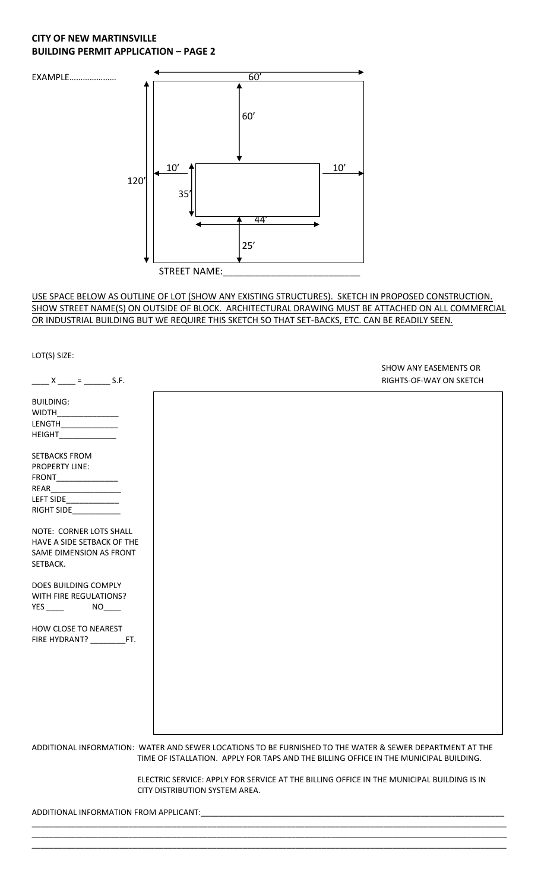**CITY OF NEW MARTINSVILLE**
**BUILDING PERMIT APPLICATION – PAGE 2**

EXAMPLE…………………

60'

60'

10' 10'

120'

35'

44'

25'

STREET NAME:_________________________

USE SPACE BELOW AS OUTLINE OF LOT (SHOW ANY EXISTING STRUCTURES). SKETCH IN PROPOSED CONSTRUCTION. SHOW STREET NAME(S) ON OUTSIDE OF BLOCK. ARCHITECTURAL DRAWING MUST BE ATTACHED ON ALL COMMERCIAL OR INDUSTRIAL BUILDING BUT WE REQUIRE THIS SKETCH SO THAT SET-BACKS, ETC. CAN BE READILY SEEN.

LOT(S) SIZE:

____ X ____ = ______ S.F.

SHOW ANY EASEMENTS OR RIGHTS-OF-WAY ON SKETCH

BUILDING:
WIDTH______________
LENGTH____________
HEIGHT_____________

SETBACKS FROM PROPERTY LINE:
FRONT______________
REAR________________
LEFT SIDE____________
RIGHT SIDE___________

NOTE: CORNER LOTS SHALL HAVE A SIDE SETBACK OF THE SAME DIMENSION AS FRONT SETBACK.

DOES BUILDING COMPLY WITH FIRE REGULATIONS?
YES ____ NO____

HOW CLOSE TO NEAREST FIRE HYDRANT? ________FT.

ADDITIONAL INFORMATION: WATER AND SEWER LOCATIONS TO BE FURNISHED TO THE WATER & SEWER DEPARTMENT AT THE TIME OF ISTALLATION. APPLY FOR TAPS AND THE BILLING OFFICE IN THE MUNICIPAL BUILDING.

ELECTRIC SERVICE: APPLY FOR SERVICE AT THE BILLING OFFICE IN THE MUNICIPAL BUILDING IS IN CITY DISTRIBUTION SYSTEM AREA.

ADDITIONAL INFORMATION FROM APPLICANT:_______________________________________________________________________
_____________________________________________________________________________________________________
_____________________________________________________________________________________________________
_____________________________________________________________________________________________________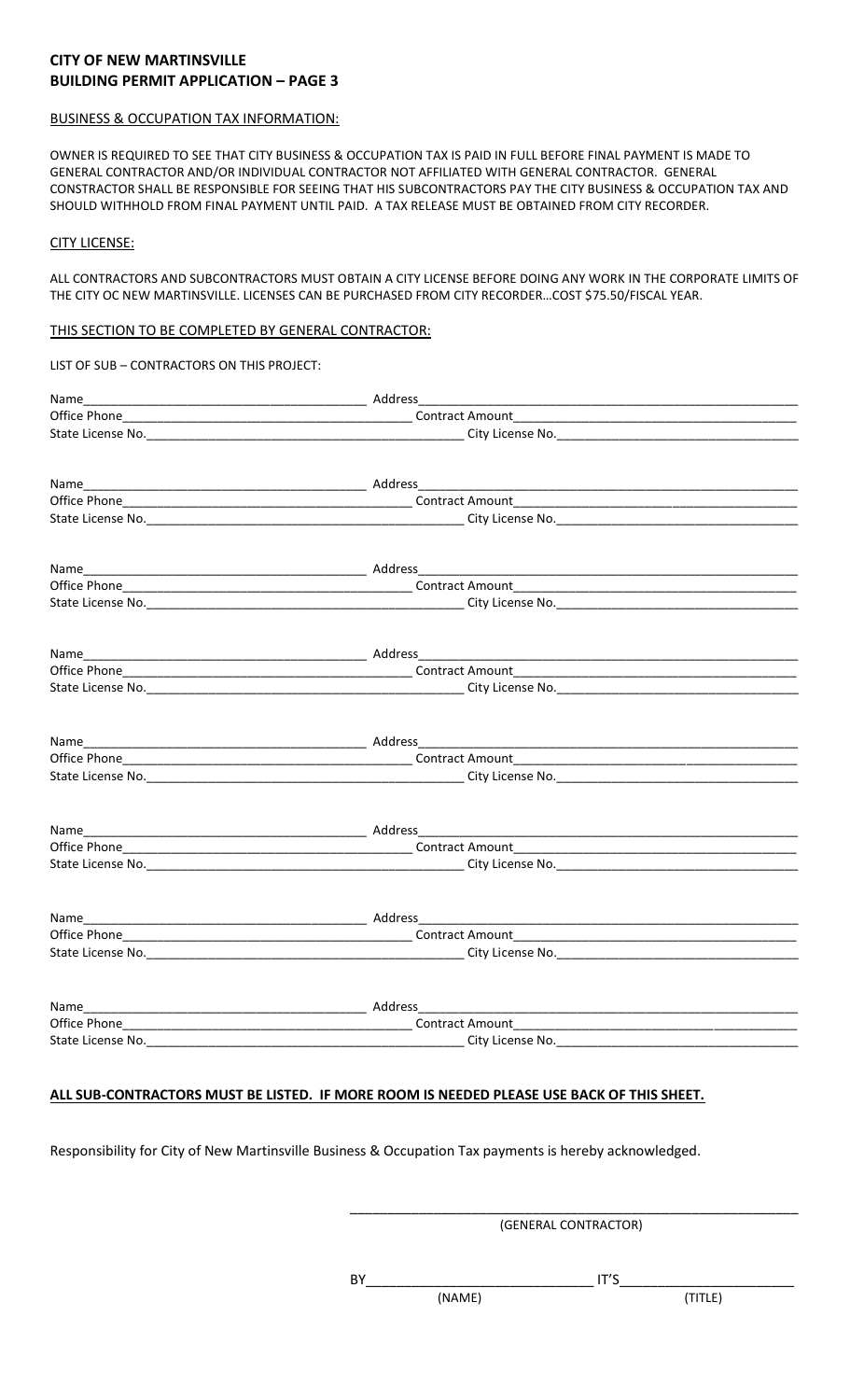**CITY OF NEW MARTINSVILLE**
**BUILDING PERMIT APPLICATION – PAGE 3**

BUSINESS & OCCUPATION TAX INFORMATION:

OWNER IS REQUIRED TO SEE THAT CITY BUSINESS & OCCUPATION TAX IS PAID IN FULL BEFORE FINAL PAYMENT IS MADE TO GENERAL CONTRACTOR AND/OR INDIVIDUAL CONTRACTOR NOT AFFILIATED WITH GENERAL CONTRACTOR. GENERAL CONSTRACTOR SHALL BE RESPONSIBLE FOR SEEING THAT HIS SUBCONTRACTORS PAY THE CITY BUSINESS & OCCUPATION TAX AND SHOULD WITHHOLD FROM FINAL PAYMENT UNTIL PAID. A TAX RELEASE MUST BE OBTAINED FROM CITY RECORDER.

CITY LICENSE:

ALL CONTRACTORS AND SUBCONTRACTORS MUST OBTAIN A CITY LICENSE BEFORE DOING ANY WORK IN THE CORPORATE LIMITS OF THE CITY OC NEW MARTINSVILLE. LICENSES CAN BE PURCHASED FROM CITY RECORDER…COST $75.50/FISCAL YEAR.

THIS SECTION TO BE COMPLETED BY GENERAL CONTRACTOR:

LIST OF SUB – CONTRACTORS ON THIS PROJECT:

Name________________________ Address________________________
Office Phone________________________ Contract Amount________________________
State License No.________________________ City License No.________________________

Name________________________ Address________________________
Office Phone________________________ Contract Amount________________________
State License No.________________________ City License No.________________________

Name________________________ Address________________________
Office Phone________________________ Contract Amount________________________
State License No.________________________ City License No.________________________

Name________________________ Address________________________
Office Phone________________________ Contract Amount________________________
State License No.________________________ City License No.________________________

Name________________________ Address________________________
Office Phone________________________ Contract Amount________________________
State License No.________________________ City License No.________________________

Name________________________ Address________________________
Office Phone________________________ Contract Amount________________________
State License No.________________________ City License No.________________________

Name________________________ Address________________________
Office Phone________________________ Contract Amount________________________
State License No.________________________ City License No.________________________

Name________________________ Address________________________
Office Phone________________________ Contract Amount________________________
State License No.________________________ City License No.________________________

**ALL SUB-CONTRACTORS MUST BE LISTED. IF MORE ROOM IS NEEDED PLEASE USE BACK OF THIS SHEET.**

Responsibility for City of New Martinsville Business & Occupation Tax payments is hereby acknowledged.

________________________________
(GENERAL CONTRACTOR)

BY________________________ IT'S________________________
(NAME) (TITLE)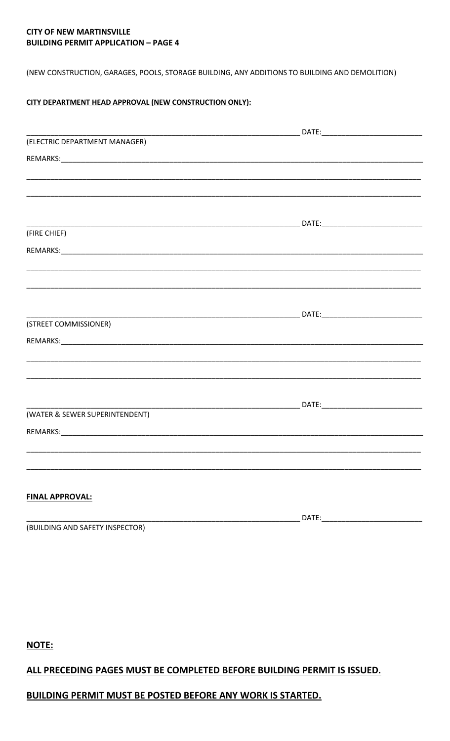**CITY OF NEW MARTINSVILLE**
**BUILDING PERMIT APPLICATION – PAGE 4**

(NEW CONSTRUCTION, GARAGES, POOLS, STORAGE BUILDING, ANY ADDITIONS TO BUILDING AND DEMOLITION)

**CITY DEPARTMENT HEAD APPROVAL (NEW CONSTRUCTION ONLY):**

______________________________________________________________ DATE:______________________
(ELECTRIC DEPARTMENT MANAGER)

REMARKS:_________________________________________________________________________________

__________________________________________________________________________________________

__________________________________________________________________________________________

______________________________________________________________ DATE:______________________
(FIRE CHIEF)

REMARKS:_________________________________________________________________________________

__________________________________________________________________________________________

__________________________________________________________________________________________

______________________________________________________________ DATE:______________________
(STREET COMMISSIONER)

REMARKS:_________________________________________________________________________________

__________________________________________________________________________________________

__________________________________________________________________________________________

______________________________________________________________ DATE:______________________
(WATER & SEWER SUPERINTENDENT)

REMARKS:_________________________________________________________________________________

__________________________________________________________________________________________

__________________________________________________________________________________________

**FINAL APPROVAL:**

______________________________________________________________ DATE:______________________
(BUILDING AND SAFETY INSPECTOR)

**NOTE:**

**ALL PRECEDING PAGES MUST BE COMPLETED BEFORE BUILDING PERMIT IS ISSUED.**

**BUILDING PERMIT MUST BE POSTED BEFORE ANY WORK IS STARTED.**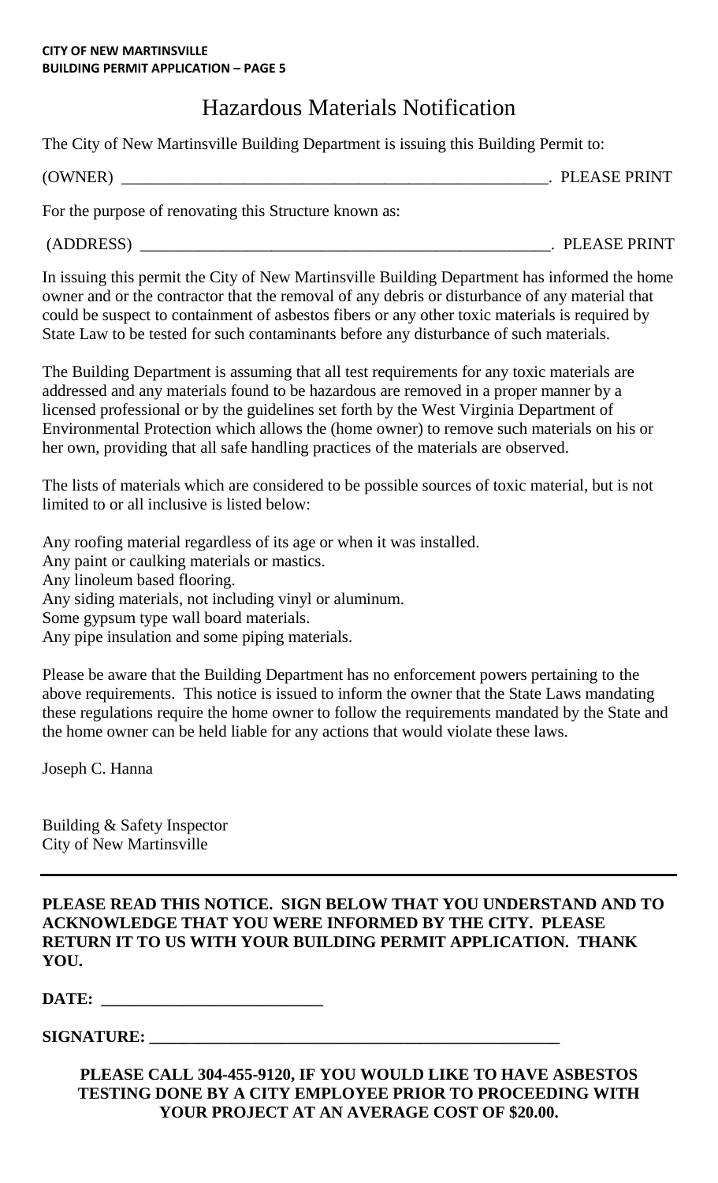# Hazardous Materials Notification

The City of New Martinsville Building Department is issuing this Building Permit to:

(OWNER) _____________________________________________________. PLEASE PRINT

For the purpose of renovating this Structure known as:

(ADDRESS) ___________________________________________________. PLEASE PRINT

In issuing this permit the City of New Martinsville Building Department has informed the home owner and or the contractor that the removal of any debris or disturbance of any material that could be suspect to containment of asbestos fibers or any other toxic materials is required by State Law to be tested for such contaminants before any disturbance of such materials.

The Building Department is assuming that all test requirements for any toxic materials are addressed and any materials found to be hazardous are removed in a proper manner by a licensed professional or by the guidelines set forth by the West Virginia Department of Environmental Protection which allows the (home owner) to remove such materials on his or her own, providing that all safe handling practices of the materials are observed.

The lists of materials which are considered to be possible sources of toxic material, but is not limited to or all inclusive is listed below:

Any roofing material regardless of its age or when it was installed.
Any paint or caulking materials or mastics.
Any linoleum based flooring.
Any siding materials, not including vinyl or aluminum.
Some gypsum type wall board materials.
Any pipe insulation and some piping materials.

Please be aware that the Building Department has no enforcement powers pertaining to the above requirements. This notice is issued to inform the owner that the State Laws mandating these regulations require the home owner to follow the requirements mandated by the State and the home owner can be held liable for any actions that would violate these laws.

Joseph C. Hanna

Building & Safety Inspector
City of New Martinsville

---

**PLEASE READ THIS NOTICE. SIGN BELOW THAT YOU UNDERSTAND AND TO ACKNOWLEDGE THAT YOU WERE INFORMED BY THE CITY. PLEASE RETURN IT TO US WITH YOUR BUILDING PERMIT APPLICATION. THANK YOU.**

**DATE: ___________________________**

**SIGNATURE: ____________________________________________________**

**PLEASE CALL 304-455-9120, IF YOU WOULD LIKE TO HAVE ASBESTOS TESTING DONE BY A CITY EMPLOYEE PRIOR TO PROCEEDING WITH YOUR PROJECT AT AN AVERAGE COST OF $20.00.**